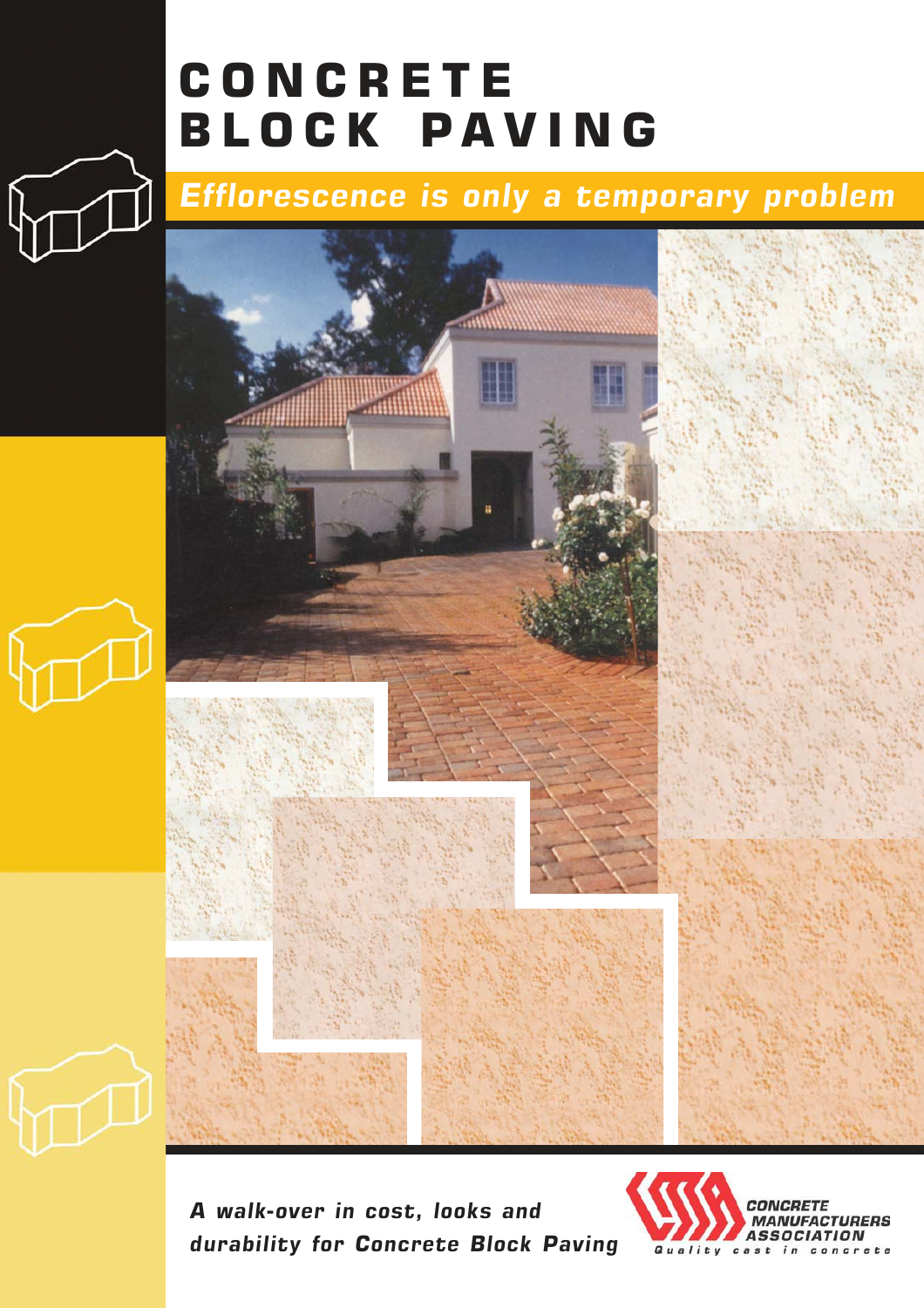# CONCRETE BLOCK PAVING

## *Efflorescence is only a temporary problem*

***A walk-over in cost, looks and durability for Concrete Block Paving***

CONCRETE MANUFACTURERS ASSOCIATION

*Quality cast in concrete*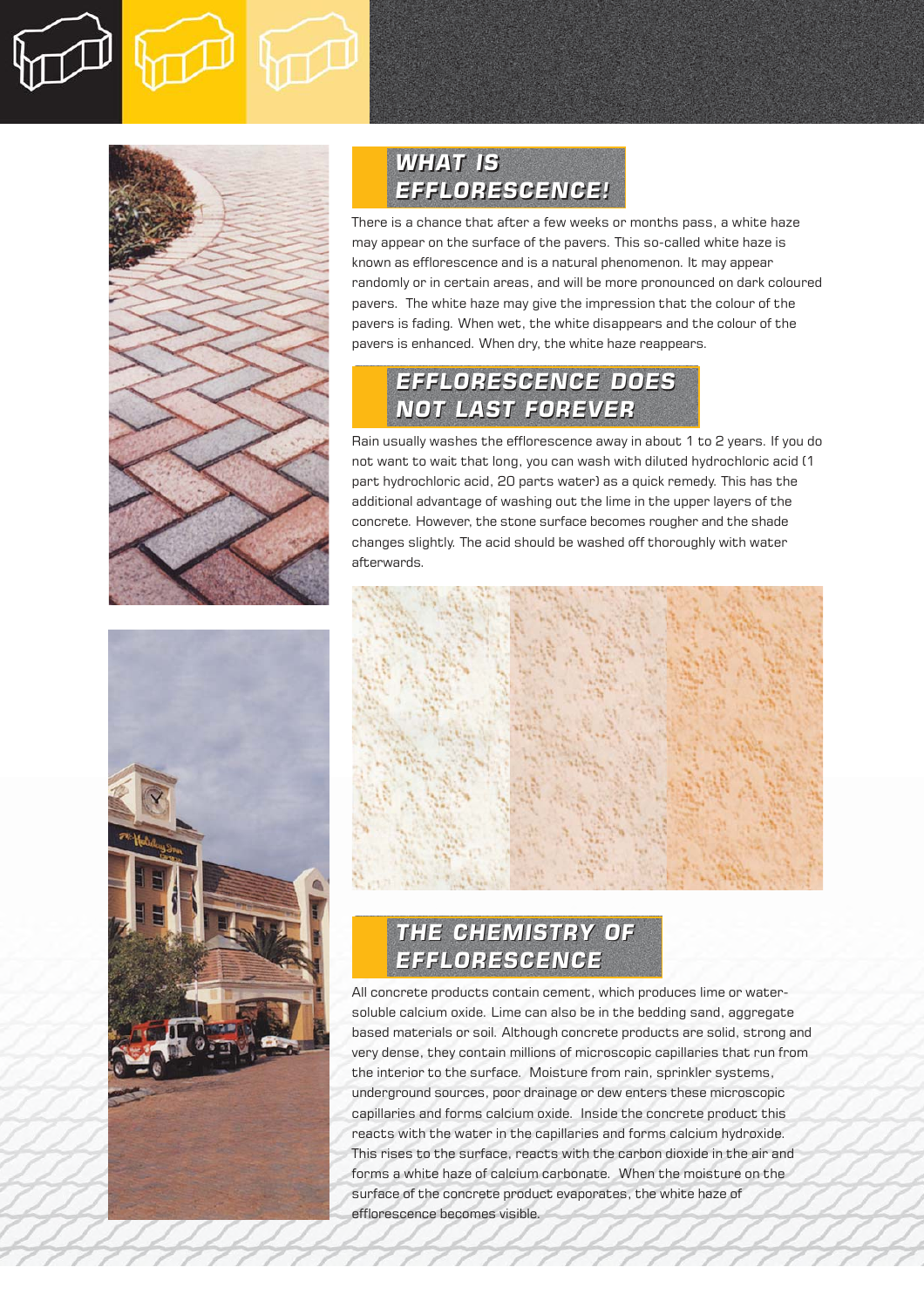## WHAT IS EFFLORESCENCE!

There is a chance that after a few weeks or months pass, a white haze may appear on the surface of the pavers. This so-called white haze is known as efflorescence and is a natural phenomenon. It may appear randomly or in certain areas, and will be more pronounced on dark coloured pavers. The white haze may give the impression that the colour of the pavers is fading. When wet, the white disappears and the colour of the pavers is enhanced. When dry, the white haze reappears.

## EFFLORESCENCE DOES NOT LAST FOREVER

Rain usually washes the efflorescence away in about 1 to 2 years. If you do not want to wait that long, you can wash with diluted hydrochloric acid (1 part hydrochloric acid, 20 parts water) as a quick remedy. This has the additional advantage of washing out the lime in the upper layers of the concrete. However, the stone surface becomes rougher and the shade changes slightly. The acid should be washed off thoroughly with water afterwards.

## THE CHEMISTRY OF EFFLORESCENCE

All concrete products contain cement, which produces lime or water-soluble calcium oxide. Lime can also be in the bedding sand, aggregate based materials or soil. Although concrete products are solid, strong and very dense, they contain millions of microscopic capillaries that run from the interior to the surface. Moisture from rain, sprinkler systems, underground sources, poor drainage or dew enters these microscopic capillaries and forms calcium oxide. Inside the concrete product this reacts with the water in the capillaries and forms calcium hydroxide. This rises to the surface, reacts with the carbon dioxide in the air and forms a white haze of calcium carbonate. When the moisture on the surface of the concrete product evaporates, the white haze of efflorescence becomes visible.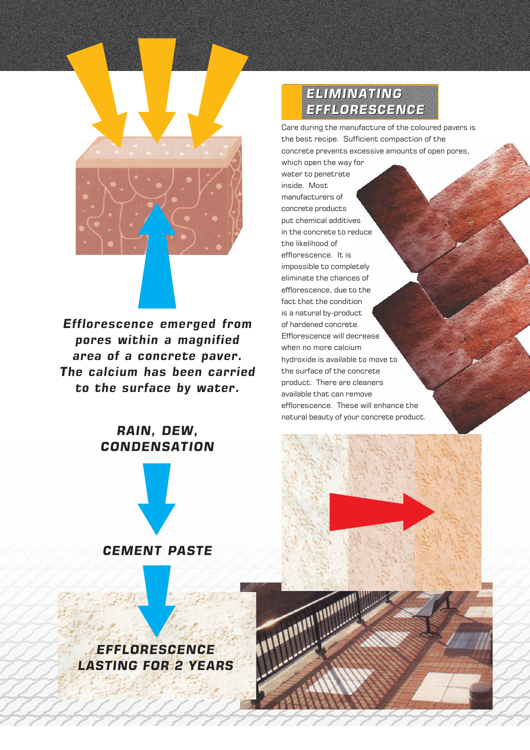*Efflorescence emerged from pores within a magnified area of a concrete paver. The calcium has been carried to the surface by water.*

***RAIN, DEW, CONDENSATION***

***CEMENT PASTE***

***EFFLORESCENCE LASTING FOR 2 YEARS***

## ELIMINATING EFFLORESCENCE

Care during the manufacture of the coloured pavers is the best recipe. Sufficient compaction of the concrete prevents excessive amounts of open pores, which open the way for water to penetrate inside. Most manufacturers of concrete products put chemical additives in the concrete to reduce the likelihood of efflorescence. It is impossible to completely eliminate the chances of efflorescence, due to the fact that the condition is a natural by-product of hardened concrete. Efflorescence will decrease when no more calcium hydroxide is available to move to the surface of the concrete product. There are cleaners available that can remove efflorescence. These will enhance the natural beauty of your concrete product.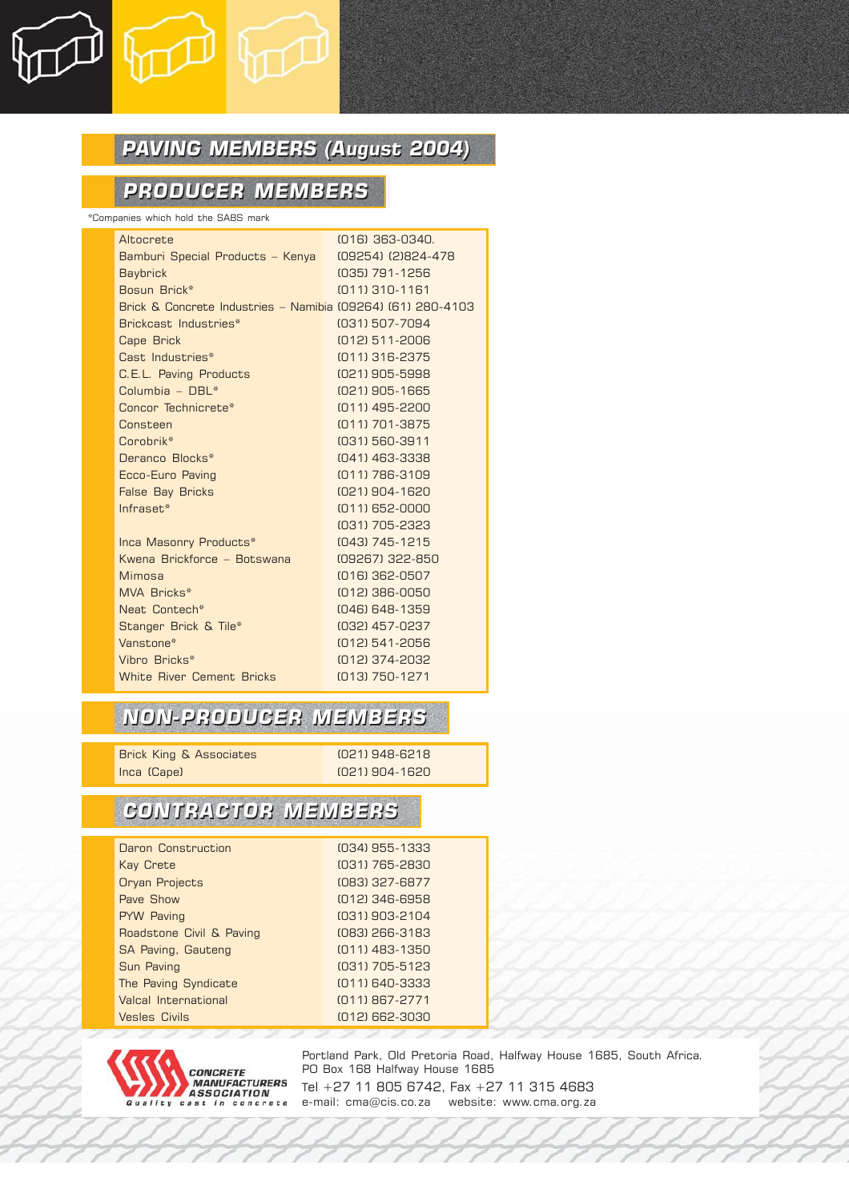# PAVING MEMBERS (August 2004)

## PRODUCER MEMBERS

*Companies which hold the SABS mark

| | |
|---|---|
| Altocrete | (016) 363-0340. |
| Bamburi Special Products – Kenya | (09254) (2)824-478 |
| Baybrick | (035) 791-1256 |
| Bosun Brick* | (011) 310-1161 |
| Brick & Concrete Industries – Namibia | (09264) (61) 280-4103 |
| Brickcast Industries* | (031) 507-7094 |
| Cape Brick | (012) 511-2006 |
| Cast Industries* | (011) 316-2375 |
| C.E.L. Paving Products | (021) 905-5998 |
| Columbia – DBL* | (021) 905-1665 |
| Concor Technicrete* | (011) 495-2200 |
| Consteen | (011) 701-3875 |
| Corobrik* | (031) 560-3911 |
| Deranco Blocks* | (041) 463-3338 |
| Ecco-Euro Paving | (011) 786-3109 |
| False Bay Bricks | (021) 904-1620 |
| Infraset* | (011) 652-0000 |
| | (031) 705-2323 |
| Inca Masonry Products* | (043) 745-1215 |
| Kwena Brickforce – Botswana | (09267) 322-850 |
| Mimosa | (016) 362-0507 |
| MVA Bricks* | (012) 386-0050 |
| Neat Contech* | (046) 648-1359 |
| Stanger Brick & Tile* | (032) 457-0237 |
| Vanstone* | (012) 541-2056 |
| Vibro Bricks* | (012) 374-2032 |
| White River Cement Bricks | (013) 750-1271 |

## NON-PRODUCER MEMBERS

| | |
|---|---|
| Brick King & Associates | (021) 948-6218 |
| Inca (Cape) | (021) 904-1620 |

## CONTRACTOR MEMBERS

| | |
|---|---|
| Daron Construction | (034) 955-1333 |
| Kay Crete | (031) 765-2830 |
| Oryan Projects | (083) 327-6877 |
| Pave Show | (012) 346-6958 |
| PYW Paving | (031) 903-2104 |
| Roadstone Civil & Paving | (083) 266-3183 |
| SA Paving, Gauteng | (011) 483-1350 |
| Sun Paving | (031) 705-5123 |
| The Paving Syndicate | (011) 640-3333 |
| Valcal International | (011) 867-2771 |
| Vesles Civils | (012) 662-3030 |

CONCRETE MANUFACTURERS ASSOCIATION
Quality cast in concrete

Portland Park, Old Pretoria Road, Halfway House 1685, South Africa.
PO Box 168 Halfway House 1685
Tel +27 11 805 6742, Fax +27 11 315 4683
e-mail: cma@cis.co.za website: www.cma.org.za